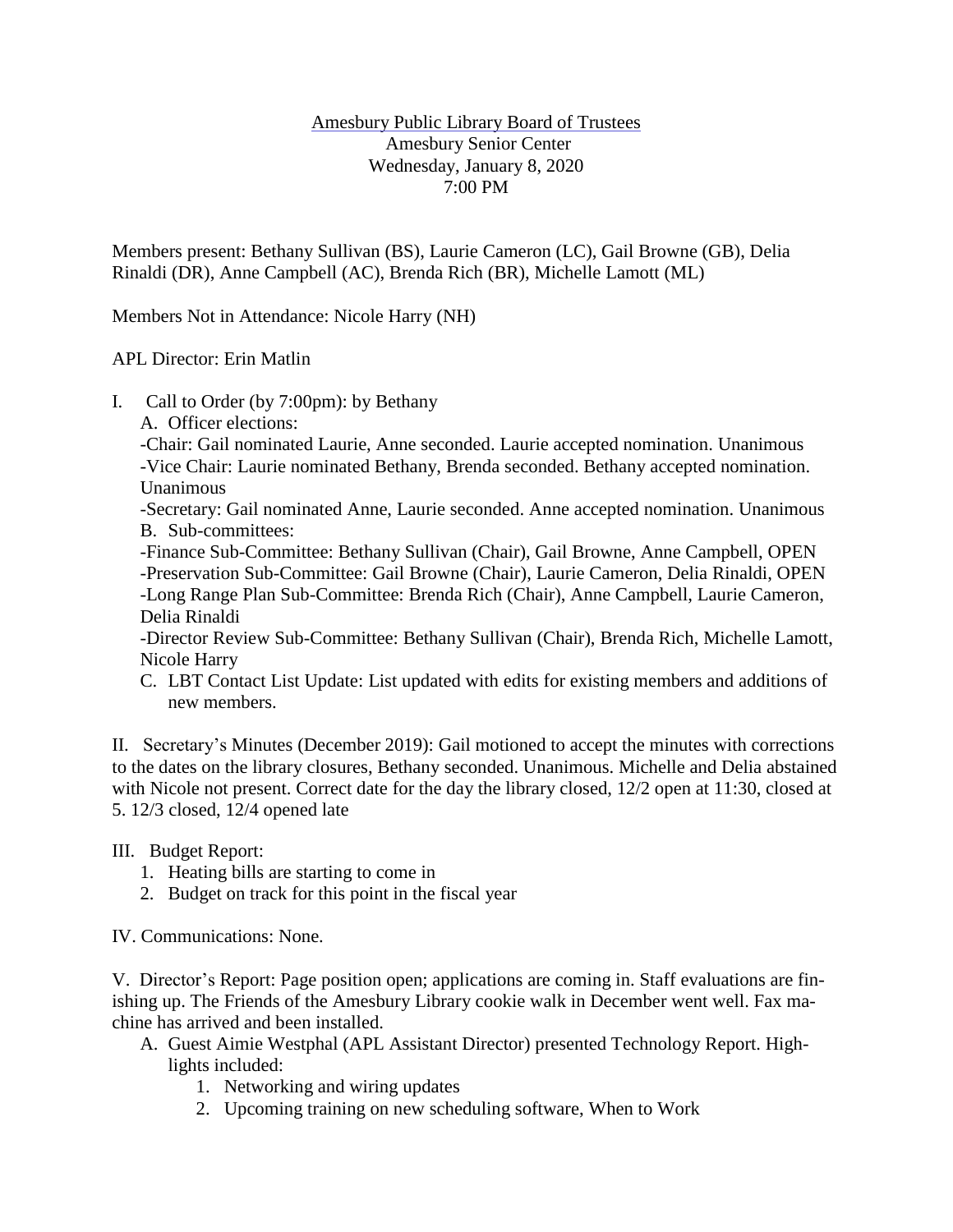<u>Amesbury Public Library Board of Trustees</u>
Amesbury Senior Center
Wednesday, January 8, 2020
7:00 PM

Members present: Bethany Sullivan (BS), Laurie Cameron (LC), Gail Browne (GB), Delia Rinaldi (DR), Anne Campbell (AC), Brenda Rich (BR), Michelle Lamott (ML)

Members Not in Attendance: Nicole Harry (NH)

APL Director: Erin Matlin

I. Call to Order (by 7:00pm): by Bethany
   A. Officer elections:
   -Chair: Gail nominated Laurie, Anne seconded. Laurie accepted nomination. Unanimous
   -Vice Chair: Laurie nominated Bethany, Brenda seconded. Bethany accepted nomination. Unanimous
   -Secretary: Gail nominated Anne, Laurie seconded. Anne accepted nomination. Unanimous
   B. Sub-committees:
   -Finance Sub-Committee: Bethany Sullivan (Chair), Gail Browne, Anne Campbell, OPEN
   -Preservation Sub-Committee: Gail Browne (Chair), Laurie Cameron, Delia Rinaldi, OPEN
   -Long Range Plan Sub-Committee: Brenda Rich (Chair), Anne Campbell, Laurie Cameron, Delia Rinaldi
   -Director Review Sub-Committee: Bethany Sullivan (Chair), Brenda Rich, Michelle Lamott, Nicole Harry
   C. LBT Contact List Update: List updated with edits for existing members and additions of new members.

II. Secretary's Minutes (December 2019): Gail motioned to accept the minutes with corrections to the dates on the library closures, Bethany seconded. Unanimous. Michelle and Delia abstained with Nicole not present. Correct date for the day the library closed, 12/2 open at 11:30, closed at 5. 12/3 closed, 12/4 opened late

III. Budget Report:
   1. Heating bills are starting to come in
   2. Budget on track for this point in the fiscal year

IV. Communications: None.

V. Director's Report: Page position open; applications are coming in. Staff evaluations are finishing up. The Friends of the Amesbury Library cookie walk in December went well. Fax machine has arrived and been installed.
   A. Guest Aimie Westphal (APL Assistant Director) presented Technology Report. Highlights included:
      1. Networking and wiring updates
      2. Upcoming training on new scheduling software, When to Work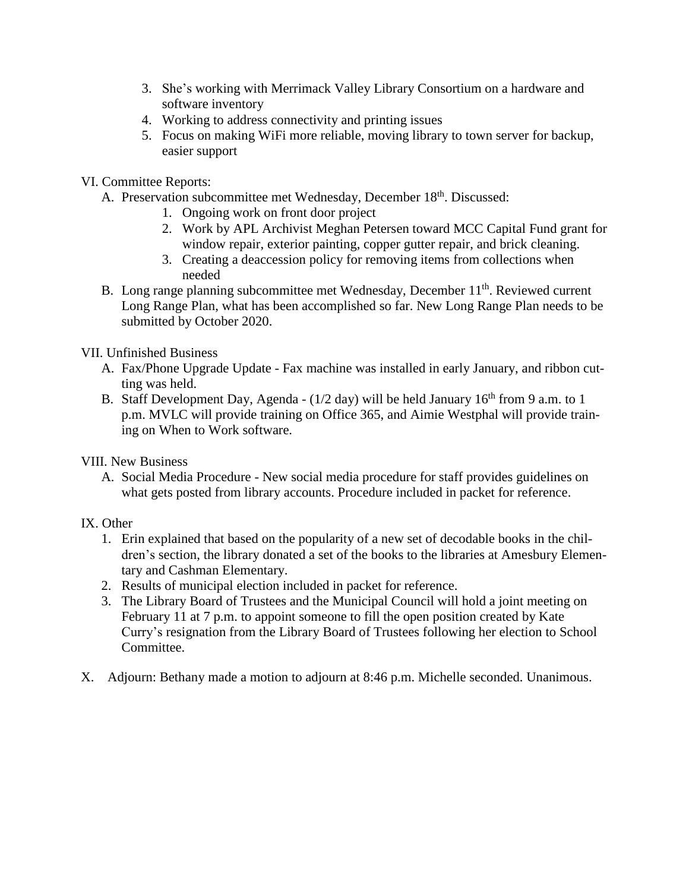3. She's working with Merrimack Valley Library Consortium on a hardware and software inventory
4. Working to address connectivity and printing issues
5. Focus on making WiFi more reliable, moving library to town server for backup, easier support

VI. Committee Reports:

A. Preservation subcommittee met Wednesday, December 18th. Discussed:
   1. Ongoing work on front door project
   2. Work by APL Archivist Meghan Petersen toward MCC Capital Fund grant for window repair, exterior painting, copper gutter repair, and brick cleaning.
   3. Creating a deaccession policy for removing items from collections when needed

B. Long range planning subcommittee met Wednesday, December 11th. Reviewed current Long Range Plan, what has been accomplished so far. New Long Range Plan needs to be submitted by October 2020.

VII. Unfinished Business

A. Fax/Phone Upgrade Update - Fax machine was installed in early January, and ribbon cutting was held.

B. Staff Development Day, Agenda - (1/2 day) will be held January 16th from 9 a.m. to 1 p.m. MVLC will provide training on Office 365, and Aimie Westphal will provide training on When to Work software.

VIII. New Business

A. Social Media Procedure - New social media procedure for staff provides guidelines on what gets posted from library accounts. Procedure included in packet for reference.

IX. Other

1. Erin explained that based on the popularity of a new set of decodable books in the children's section, the library donated a set of the books to the libraries at Amesbury Elementary and Cashman Elementary.
2. Results of municipal election included in packet for reference.
3. The Library Board of Trustees and the Municipal Council will hold a joint meeting on February 11 at 7 p.m. to appoint someone to fill the open position created by Kate Curry's resignation from the Library Board of Trustees following her election to School Committee.

X. Adjourn: Bethany made a motion to adjourn at 8:46 p.m. Michelle seconded. Unanimous.